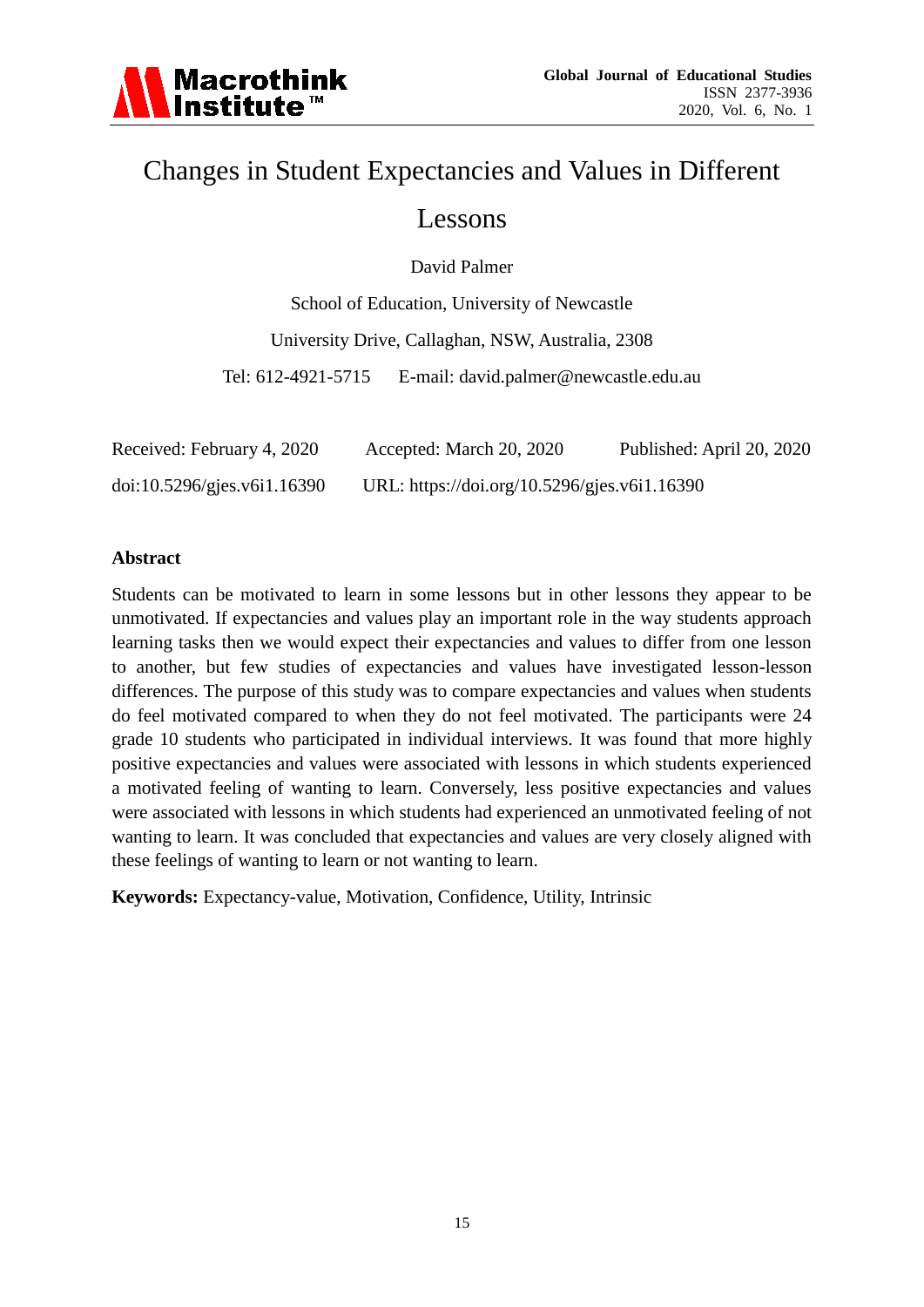# Changes in Student Expectancies and Values in Different Lessons

David Palmer

School of Education, University of Newcastle

University Drive, Callaghan, NSW, Australia, 2308

Tel: 612-4921-5715    E-mail: david.palmer@newcastle.edu.au

Received: February 4, 2020    Accepted: March 20, 2020    Published: April 20, 2020

doi:10.5296/gjes.v6i1.16390    URL: https://doi.org/10.5296/gjes.v6i1.16390

## Abstract

Students can be motivated to learn in some lessons but in other lessons they appear to be unmotivated. If expectancies and values play an important role in the way students approach learning tasks then we would expect their expectancies and values to differ from one lesson to another, but few studies of expectancies and values have investigated lesson-lesson differences. The purpose of this study was to compare expectancies and values when students do feel motivated compared to when they do not feel motivated. The participants were 24 grade 10 students who participated in individual interviews. It was found that more highly positive expectancies and values were associated with lessons in which students experienced a motivated feeling of wanting to learn. Conversely, less positive expectancies and values were associated with lessons in which students had experienced an unmotivated feeling of not wanting to learn. It was concluded that expectancies and values are very closely aligned with these feelings of wanting to learn or not wanting to learn.

**Keywords:** Expectancy-value, Motivation, Confidence, Utility, Intrinsic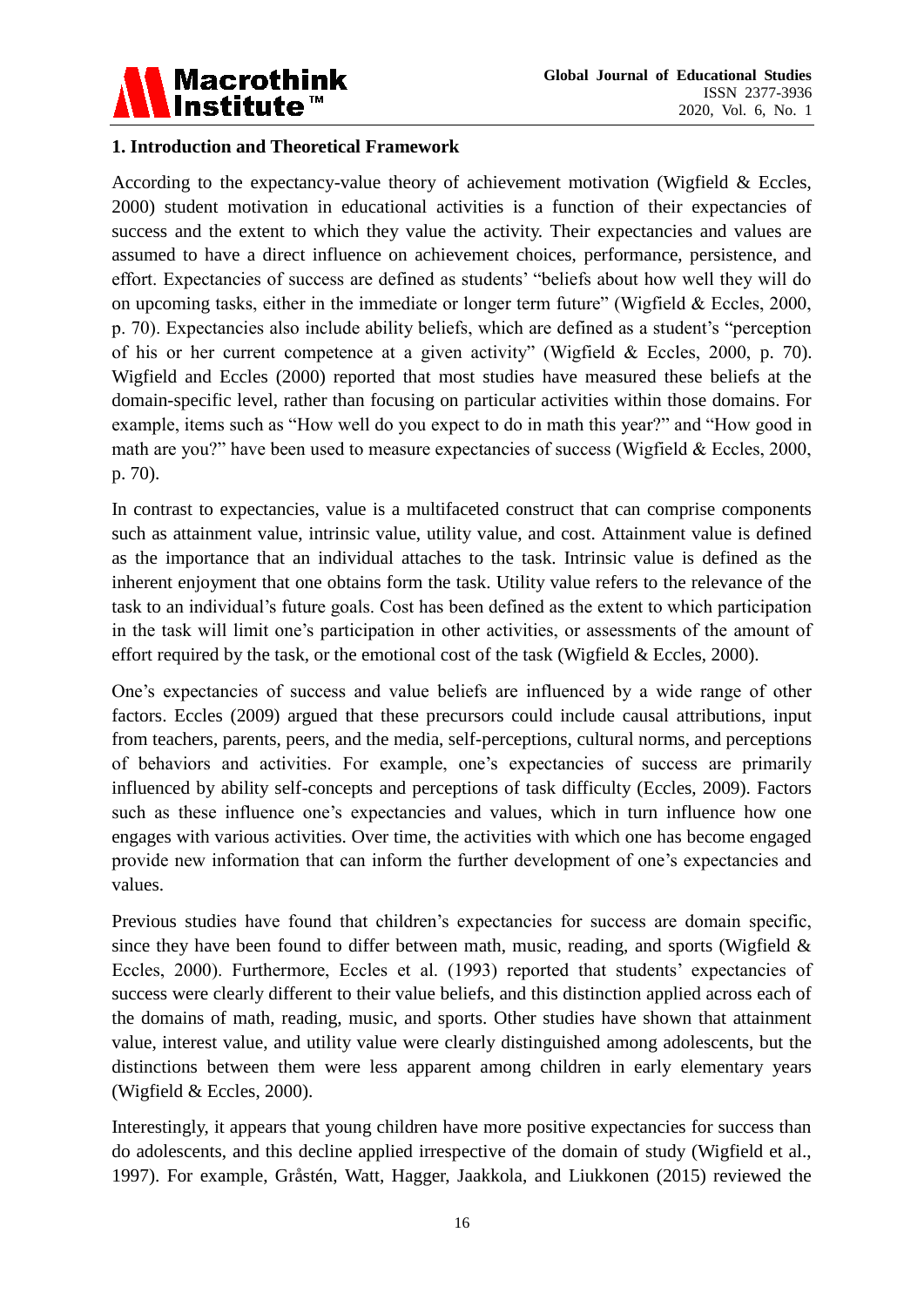## 1. Introduction and Theoretical Framework

According to the expectancy-value theory of achievement motivation (Wigfield & Eccles, 2000) student motivation in educational activities is a function of their expectancies of success and the extent to which they value the activity. Their expectancies and values are assumed to have a direct influence on achievement choices, performance, persistence, and effort. Expectancies of success are defined as students' "beliefs about how well they will do on upcoming tasks, either in the immediate or longer term future" (Wigfield & Eccles, 2000, p. 70). Expectancies also include ability beliefs, which are defined as a student's "perception of his or her current competence at a given activity" (Wigfield & Eccles, 2000, p. 70). Wigfield and Eccles (2000) reported that most studies have measured these beliefs at the domain-specific level, rather than focusing on particular activities within those domains. For example, items such as "How well do you expect to do in math this year?" and "How good in math are you?" have been used to measure expectancies of success (Wigfield & Eccles, 2000, p. 70).

In contrast to expectancies, value is a multifaceted construct that can comprise components such as attainment value, intrinsic value, utility value, and cost. Attainment value is defined as the importance that an individual attaches to the task. Intrinsic value is defined as the inherent enjoyment that one obtains form the task. Utility value refers to the relevance of the task to an individual's future goals. Cost has been defined as the extent to which participation in the task will limit one's participation in other activities, or assessments of the amount of effort required by the task, or the emotional cost of the task (Wigfield & Eccles, 2000).

One's expectancies of success and value beliefs are influenced by a wide range of other factors. Eccles (2009) argued that these precursors could include causal attributions, input from teachers, parents, peers, and the media, self-perceptions, cultural norms, and perceptions of behaviors and activities. For example, one's expectancies of success are primarily influenced by ability self-concepts and perceptions of task difficulty (Eccles, 2009). Factors such as these influence one's expectancies and values, which in turn influence how one engages with various activities. Over time, the activities with which one has become engaged provide new information that can inform the further development of one's expectancies and values.

Previous studies have found that children's expectancies for success are domain specific, since they have been found to differ between math, music, reading, and sports (Wigfield & Eccles, 2000). Furthermore, Eccles et al. (1993) reported that students' expectancies of success were clearly different to their value beliefs, and this distinction applied across each of the domains of math, reading, music, and sports. Other studies have shown that attainment value, interest value, and utility value were clearly distinguished among adolescents, but the distinctions between them were less apparent among children in early elementary years (Wigfield & Eccles, 2000).

Interestingly, it appears that young children have more positive expectancies for success than do adolescents, and this decline applied irrespective of the domain of study (Wigfield et al., 1997). For example, Gråstén, Watt, Hagger, Jaakkola, and Liukkonen (2015) reviewed the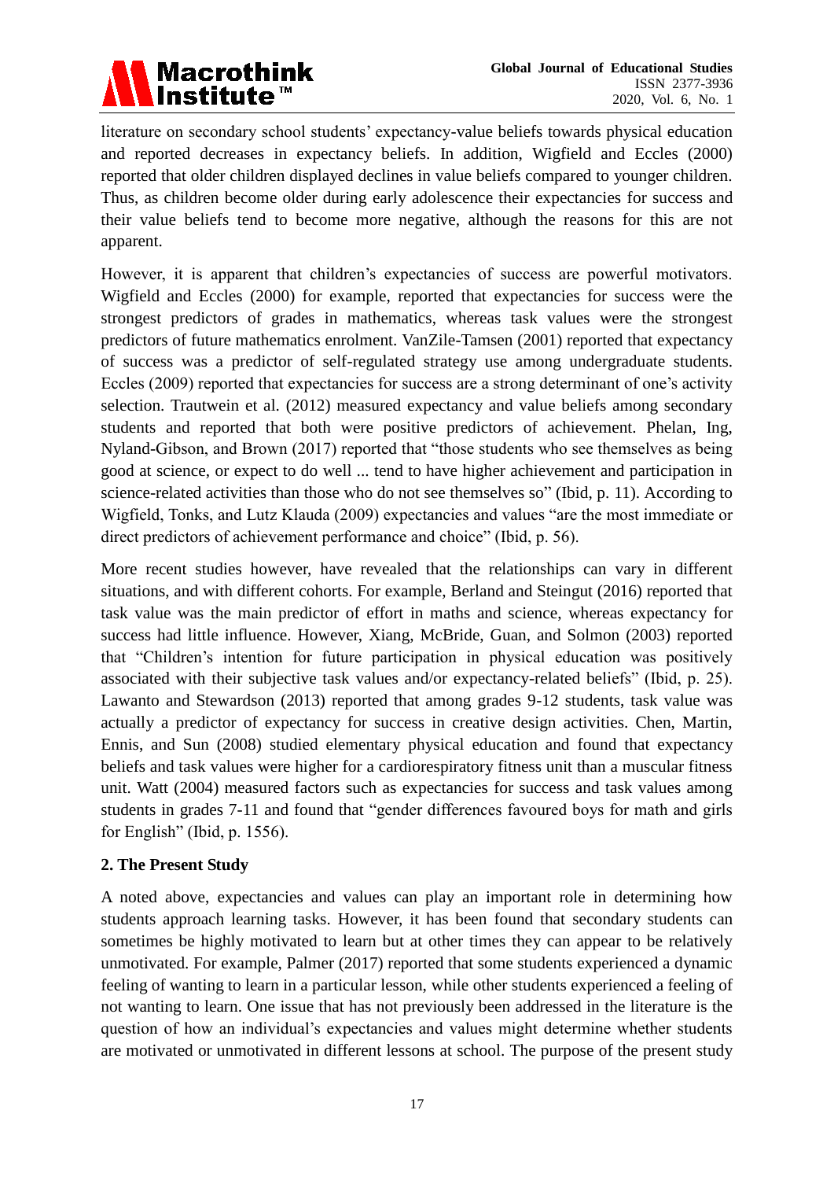literature on secondary school students' expectancy-value beliefs towards physical education and reported decreases in expectancy beliefs. In addition, Wigfield and Eccles (2000) reported that older children displayed declines in value beliefs compared to younger children. Thus, as children become older during early adolescence their expectancies for success and their value beliefs tend to become more negative, although the reasons for this are not apparent.

However, it is apparent that children's expectancies of success are powerful motivators. Wigfield and Eccles (2000) for example, reported that expectancies for success were the strongest predictors of grades in mathematics, whereas task values were the strongest predictors of future mathematics enrolment. VanZile-Tamsen (2001) reported that expectancy of success was a predictor of self-regulated strategy use among undergraduate students. Eccles (2009) reported that expectancies for success are a strong determinant of one's activity selection. Trautwein et al. (2012) measured expectancy and value beliefs among secondary students and reported that both were positive predictors of achievement. Phelan, Ing, Nyland-Gibson, and Brown (2017) reported that "those students who see themselves as being good at science, or expect to do well ... tend to have higher achievement and participation in science-related activities than those who do not see themselves so" (Ibid, p. 11). According to Wigfield, Tonks, and Lutz Klauda (2009) expectancies and values "are the most immediate or direct predictors of achievement performance and choice" (Ibid, p. 56).

More recent studies however, have revealed that the relationships can vary in different situations, and with different cohorts. For example, Berland and Steingut (2016) reported that task value was the main predictor of effort in maths and science, whereas expectancy for success had little influence. However, Xiang, McBride, Guan, and Solmon (2003) reported that "Children's intention for future participation in physical education was positively associated with their subjective task values and/or expectancy-related beliefs" (Ibid, p. 25). Lawanto and Stewardson (2013) reported that among grades 9-12 students, task value was actually a predictor of expectancy for success in creative design activities. Chen, Martin, Ennis, and Sun (2008) studied elementary physical education and found that expectancy beliefs and task values were higher for a cardiorespiratory fitness unit than a muscular fitness unit. Watt (2004) measured factors such as expectancies for success and task values among students in grades 7-11 and found that "gender differences favoured boys for math and girls for English" (Ibid, p. 1556).

## 2. The Present Study

A noted above, expectancies and values can play an important role in determining how students approach learning tasks. However, it has been found that secondary students can sometimes be highly motivated to learn but at other times they can appear to be relatively unmotivated. For example, Palmer (2017) reported that some students experienced a dynamic feeling of wanting to learn in a particular lesson, while other students experienced a feeling of not wanting to learn. One issue that has not previously been addressed in the literature is the question of how an individual's expectancies and values might determine whether students are motivated or unmotivated in different lessons at school. The purpose of the present study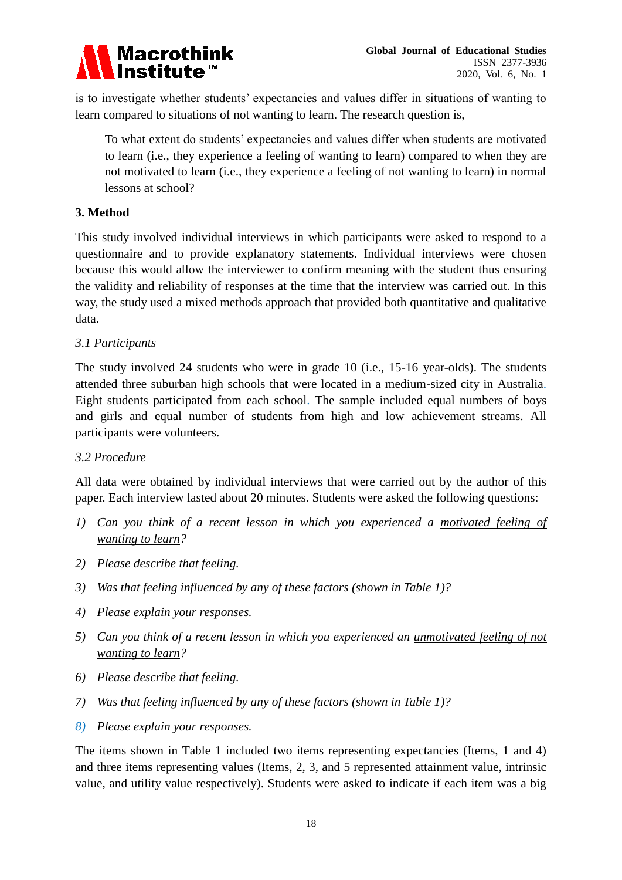is to investigate whether students' expectancies and values differ in situations of wanting to learn compared to situations of not wanting to learn. The research question is,

> To what extent do students' expectancies and values differ when students are motivated to learn (i.e., they experience a feeling of wanting to learn) compared to when they are not motivated to learn (i.e., they experience a feeling of not wanting to learn) in normal lessons at school?

## 3. Method

This study involved individual interviews in which participants were asked to respond to a questionnaire and to provide explanatory statements. Individual interviews were chosen because this would allow the interviewer to confirm meaning with the student thus ensuring the validity and reliability of responses at the time that the interview was carried out. In this way, the study used a mixed methods approach that provided both quantitative and qualitative data.

### *3.1 Participants*

The study involved 24 students who were in grade 10 (i.e., 15-16 year-olds). The students attended three suburban high schools that were located in a medium-sized city in Australia. Eight students participated from each school. The sample included equal numbers of boys and girls and equal number of students from high and low achievement streams. All participants were volunteers.

### *3.2 Procedure*

All data were obtained by individual interviews that were carried out by the author of this paper. Each interview lasted about 20 minutes. Students were asked the following questions:

1) *Can you think of a recent lesson in which you experienced a <u>motivated feeling of wanting to learn</u>?*
2) *Please describe that feeling.*
3) *Was that feeling influenced by any of these factors (shown in Table 1)?*
4) *Please explain your responses.*
5) *Can you think of a recent lesson in which you experienced an <u>unmotivated feeling of not wanting to learn</u>?*
6) *Please describe that feeling.*
7) *Was that feeling influenced by any of these factors (shown in Table 1)?*
8) *Please explain your responses.*

The items shown in Table 1 included two items representing expectancies (Items, 1 and 4) and three items representing values (Items, 2, 3, and 5 represented attainment value, intrinsic value, and utility value respectively). Students were asked to indicate if each item was a big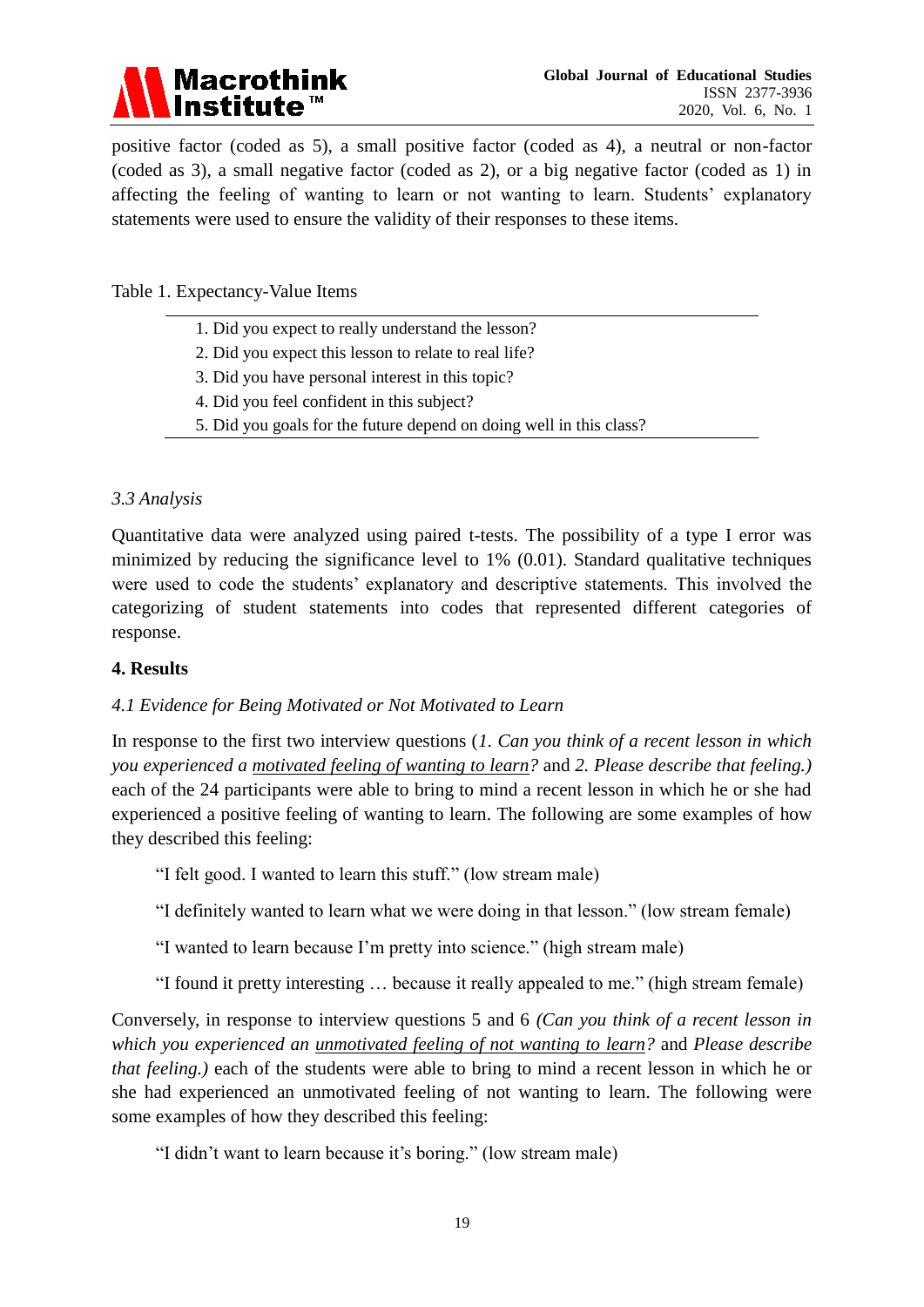positive factor (coded as 5), a small positive factor (coded as 4), a neutral or non-factor (coded as 3), a small negative factor (coded as 2), or a big negative factor (coded as 1) in affecting the feeling of wanting to learn or not wanting to learn. Students' explanatory statements were used to ensure the validity of their responses to these items.

Table 1. Expectancy-Value Items

| |
|---|
| 1. Did you expect to really understand the lesson? |
| 2. Did you expect this lesson to relate to real life? |
| 3. Did you have personal interest in this topic? |
| 4. Did you feel confident in this subject? |
| 5. Did you goals for the future depend on doing well in this class? |

### *3.3 Analysis*

Quantitative data were analyzed using paired t-tests. The possibility of a type I error was minimized by reducing the significance level to 1% (0.01). Standard qualitative techniques were used to code the students' explanatory and descriptive statements. This involved the categorizing of student statements into codes that represented different categories of response.

## 4. Results

### *4.1 Evidence for Being Motivated or Not Motivated to Learn*

In response to the first two interview questions (*1. Can you think of a recent lesson in which you experienced a* *<u>motivated feeling of wanting to learn</u>*? and *2. Please describe that feeling.)* each of the 24 participants were able to bring to mind a recent lesson in which he or she had experienced a positive feeling of wanting to learn. The following are some examples of how they described this feeling:

> "I felt good. I wanted to learn this stuff." (low stream male)
>
> "I definitely wanted to learn what we were doing in that lesson." (low stream female)
>
> "I wanted to learn because I'm pretty into science." (high stream male)
>
> "I found it pretty interesting … because it really appealed to me." (high stream female)

Conversely, in response to interview questions 5 and 6 *(Can you think of a recent lesson in which you experienced an* *<u>unmotivated feeling of not wanting to learn</u>*? and *Please describe that feeling.)* each of the students were able to bring to mind a recent lesson in which he or she had experienced an unmotivated feeling of not wanting to learn. The following were some examples of how they described this feeling:

> "I didn't want to learn because it's boring." (low stream male)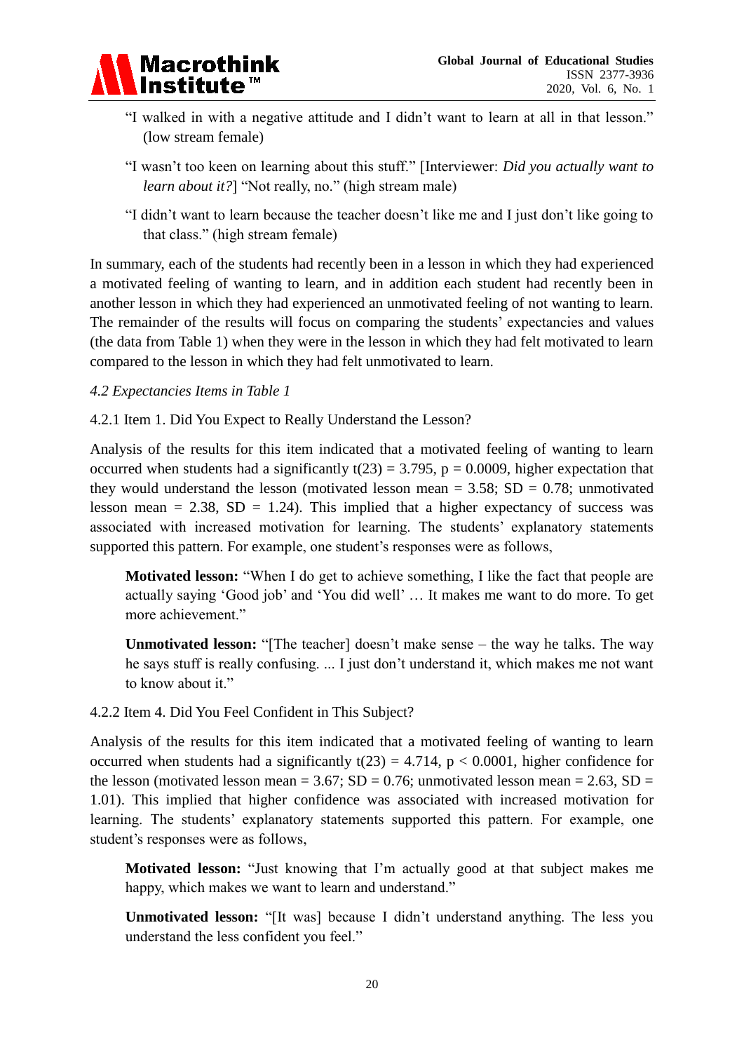"I walked in with a negative attitude and I didn't want to learn at all in that lesson." (low stream female)

"I wasn't too keen on learning about this stuff." [Interviewer: *Did you actually want to learn about it?*] "Not really, no." (high stream male)

"I didn't want to learn because the teacher doesn't like me and I just don't like going to that class." (high stream female)

In summary, each of the students had recently been in a lesson in which they had experienced a motivated feeling of wanting to learn, and in addition each student had recently been in another lesson in which they had experienced an unmotivated feeling of not wanting to learn. The remainder of the results will focus on comparing the students' expectancies and values (the data from Table 1) when they were in the lesson in which they had felt motivated to learn compared to the lesson in which they had felt unmotivated to learn.

*4.2 Expectancies Items in Table 1*

4.2.1 Item 1. Did You Expect to Really Understand the Lesson?

Analysis of the results for this item indicated that a motivated feeling of wanting to learn occurred when students had a significantly $t(23) = 3.795$, $p = 0.0009$, higher expectation that they would understand the lesson (motivated lesson mean = 3.58; SD = 0.78; unmotivated lesson mean = 2.38, SD = 1.24). This implied that a higher expectancy of success was associated with increased motivation for learning. The students' explanatory statements supported this pattern. For example, one student's responses were as follows,

**Motivated lesson:** "When I do get to achieve something, I like the fact that people are actually saying 'Good job' and 'You did well' … It makes me want to do more. To get more achievement."

**Unmotivated lesson:** "[The teacher] doesn't make sense – the way he talks. The way he says stuff is really confusing. ... I just don't understand it, which makes me not want to know about it."

4.2.2 Item 4. Did You Feel Confident in This Subject?

Analysis of the results for this item indicated that a motivated feeling of wanting to learn occurred when students had a significantly $t(23) = 4.714$, $p < 0.0001$, higher confidence for the lesson (motivated lesson mean = 3.67; SD = 0.76; unmotivated lesson mean = 2.63, SD = 1.01). This implied that higher confidence was associated with increased motivation for learning. The students' explanatory statements supported this pattern. For example, one student's responses were as follows,

**Motivated lesson:** "Just knowing that I'm actually good at that subject makes me happy, which makes we want to learn and understand."

**Unmotivated lesson:** "[It was] because I didn't understand anything. The less you understand the less confident you feel."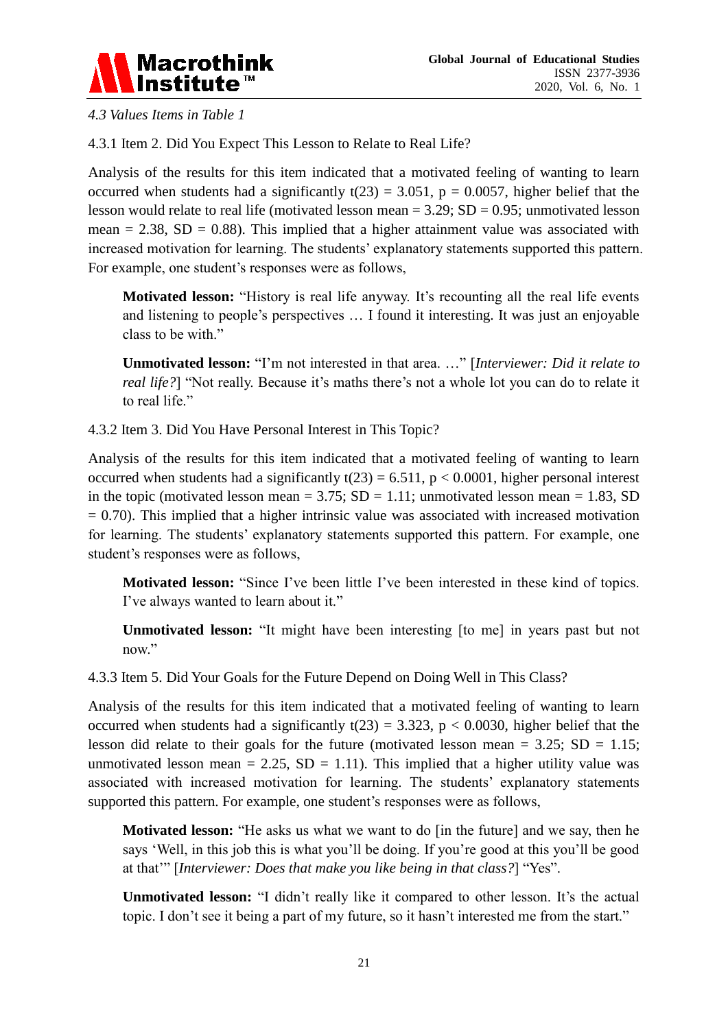*4.3 Values Items in Table 1*

4.3.1 Item 2. Did You Expect This Lesson to Relate to Real Life?

Analysis of the results for this item indicated that a motivated feeling of wanting to learn occurred when students had a significantly $t(23) = 3.051$, $p = 0.0057$, higher belief that the lesson would relate to real life (motivated lesson mean = 3.29; SD = 0.95; unmotivated lesson mean = 2.38, SD = 0.88). This implied that a higher attainment value was associated with increased motivation for learning. The students' explanatory statements supported this pattern. For example, one student's responses were as follows,

> **Motivated lesson:** "History is real life anyway. It's recounting all the real life events and listening to people's perspectives … I found it interesting. It was just an enjoyable class to be with."

> **Unmotivated lesson:** "I'm not interested in that area. …" [*Interviewer: Did it relate to real life?*] "Not really. Because it's maths there's not a whole lot you can do to relate it to real life."

4.3.2 Item 3. Did You Have Personal Interest in This Topic?

Analysis of the results for this item indicated that a motivated feeling of wanting to learn occurred when students had a significantly $t(23) = 6.511$, $p < 0.0001$, higher personal interest in the topic (motivated lesson mean = 3.75; SD = 1.11; unmotivated lesson mean = 1.83, SD = 0.70). This implied that a higher intrinsic value was associated with increased motivation for learning. The students' explanatory statements supported this pattern. For example, one student's responses were as follows,

> **Motivated lesson:** "Since I've been little I've been interested in these kind of topics. I've always wanted to learn about it."

> **Unmotivated lesson:** "It might have been interesting [to me] in years past but not now."

4.3.3 Item 5. Did Your Goals for the Future Depend on Doing Well in This Class?

Analysis of the results for this item indicated that a motivated feeling of wanting to learn occurred when students had a significantly $t(23) = 3.323$, $p < 0.0030$, higher belief that the lesson did relate to their goals for the future (motivated lesson mean = 3.25; SD = 1.15; unmotivated lesson mean = 2.25, SD = 1.11). This implied that a higher utility value was associated with increased motivation for learning. The students' explanatory statements supported this pattern. For example, one student's responses were as follows,

> **Motivated lesson:** "He asks us what we want to do [in the future] and we say, then he says 'Well, in this job this is what you'll be doing. If you're good at this you'll be good at that'" [*Interviewer: Does that make you like being in that class?*] "Yes".

> **Unmotivated lesson:** "I didn't really like it compared to other lesson. It's the actual topic. I don't see it being a part of my future, so it hasn't interested me from the start."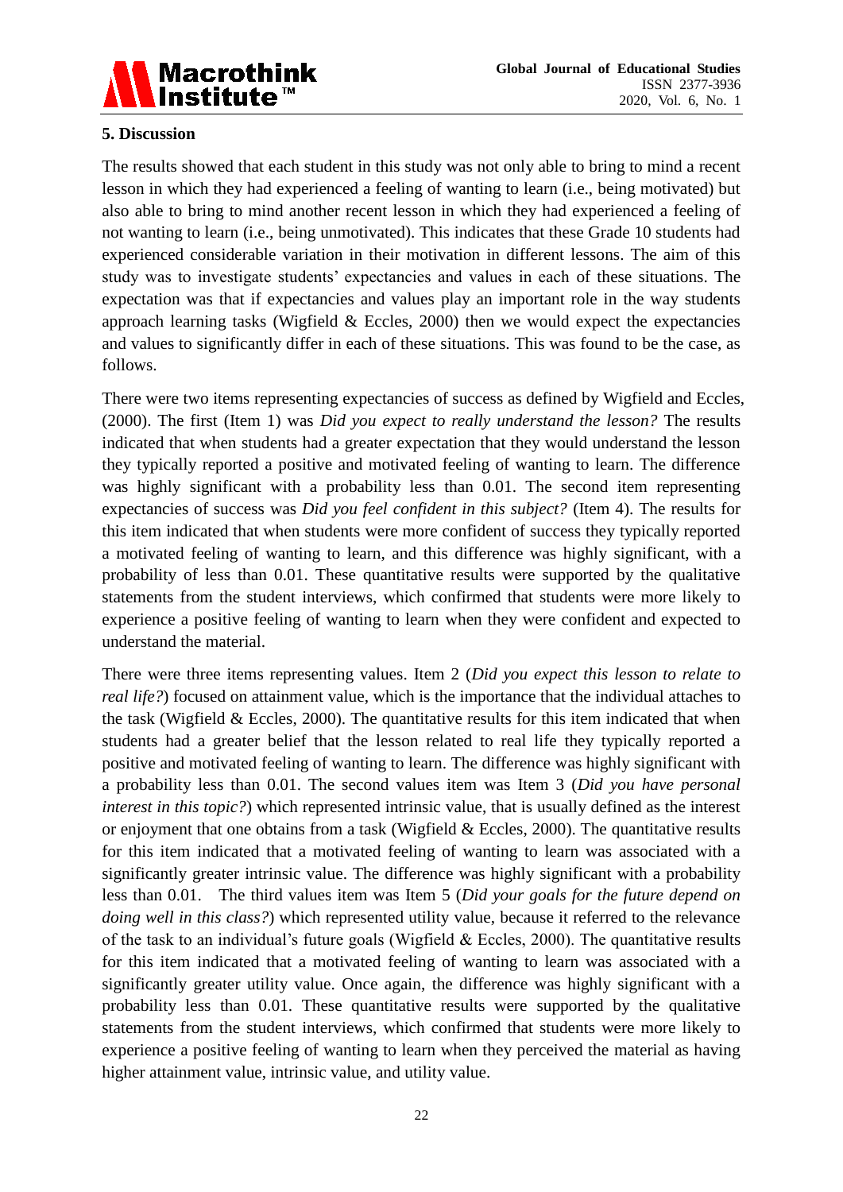## 5. Discussion

The results showed that each student in this study was not only able to bring to mind a recent lesson in which they had experienced a feeling of wanting to learn (i.e., being motivated) but also able to bring to mind another recent lesson in which they had experienced a feeling of not wanting to learn (i.e., being unmotivated). This indicates that these Grade 10 students had experienced considerable variation in their motivation in different lessons. The aim of this study was to investigate students' expectancies and values in each of these situations. The expectation was that if expectancies and values play an important role in the way students approach learning tasks (Wigfield & Eccles, 2000) then we would expect the expectancies and values to significantly differ in each of these situations. This was found to be the case, as follows.

There were two items representing expectancies of success as defined by Wigfield and Eccles, (2000). The first (Item 1) was *Did you expect to really understand the lesson?* The results indicated that when students had a greater expectation that they would understand the lesson they typically reported a positive and motivated feeling of wanting to learn. The difference was highly significant with a probability less than 0.01. The second item representing expectancies of success was *Did you feel confident in this subject?* (Item 4). The results for this item indicated that when students were more confident of success they typically reported a motivated feeling of wanting to learn, and this difference was highly significant, with a probability of less than 0.01. These quantitative results were supported by the qualitative statements from the student interviews, which confirmed that students were more likely to experience a positive feeling of wanting to learn when they were confident and expected to understand the material.

There were three items representing values. Item 2 (*Did you expect this lesson to relate to real life?*) focused on attainment value, which is the importance that the individual attaches to the task (Wigfield & Eccles, 2000). The quantitative results for this item indicated that when students had a greater belief that the lesson related to real life they typically reported a positive and motivated feeling of wanting to learn. The difference was highly significant with a probability less than 0.01. The second values item was Item 3 (*Did you have personal interest in this topic?*) which represented intrinsic value, that is usually defined as the interest or enjoyment that one obtains from a task (Wigfield & Eccles, 2000). The quantitative results for this item indicated that a motivated feeling of wanting to learn was associated with a significantly greater intrinsic value. The difference was highly significant with a probability less than 0.01. The third values item was Item 5 (*Did your goals for the future depend on doing well in this class?*) which represented utility value, because it referred to the relevance of the task to an individual's future goals (Wigfield & Eccles, 2000). The quantitative results for this item indicated that a motivated feeling of wanting to learn was associated with a significantly greater utility value. Once again, the difference was highly significant with a probability less than 0.01. These quantitative results were supported by the qualitative statements from the student interviews, which confirmed that students were more likely to experience a positive feeling of wanting to learn when they perceived the material as having higher attainment value, intrinsic value, and utility value.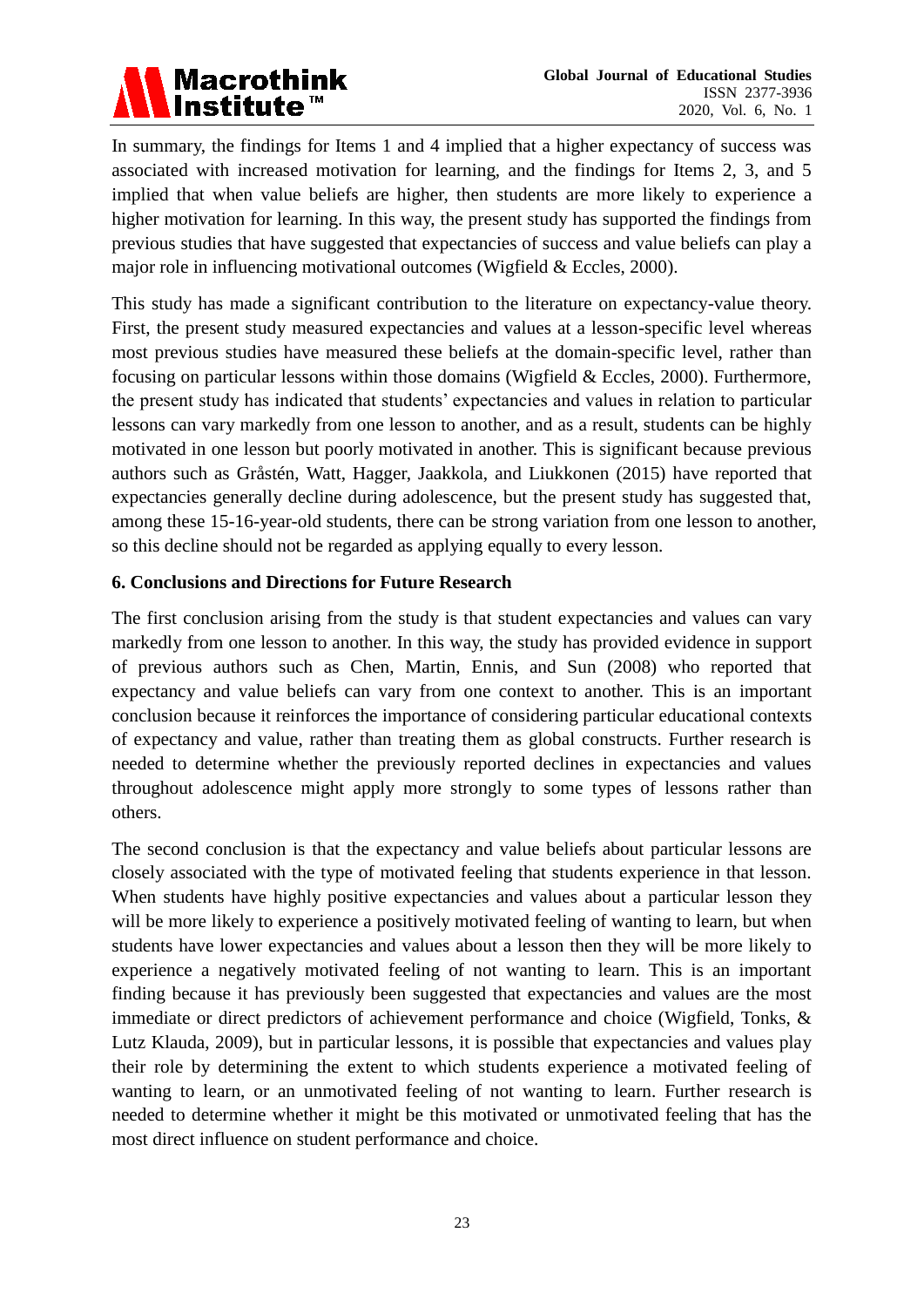In summary, the findings for Items 1 and 4 implied that a higher expectancy of success was associated with increased motivation for learning, and the findings for Items 2, 3, and 5 implied that when value beliefs are higher, then students are more likely to experience a higher motivation for learning. In this way, the present study has supported the findings from previous studies that have suggested that expectancies of success and value beliefs can play a major role in influencing motivational outcomes (Wigfield & Eccles, 2000).

This study has made a significant contribution to the literature on expectancy-value theory. First, the present study measured expectancies and values at a lesson-specific level whereas most previous studies have measured these beliefs at the domain-specific level, rather than focusing on particular lessons within those domains (Wigfield & Eccles, 2000). Furthermore, the present study has indicated that students' expectancies and values in relation to particular lessons can vary markedly from one lesson to another, and as a result, students can be highly motivated in one lesson but poorly motivated in another. This is significant because previous authors such as Gråstén, Watt, Hagger, Jaakkola, and Liukkonen (2015) have reported that expectancies generally decline during adolescence, but the present study has suggested that, among these 15-16-year-old students, there can be strong variation from one lesson to another, so this decline should not be regarded as applying equally to every lesson.

## 6. Conclusions and Directions for Future Research

The first conclusion arising from the study is that student expectancies and values can vary markedly from one lesson to another. In this way, the study has provided evidence in support of previous authors such as Chen, Martin, Ennis, and Sun (2008) who reported that expectancy and value beliefs can vary from one context to another. This is an important conclusion because it reinforces the importance of considering particular educational contexts of expectancy and value, rather than treating them as global constructs. Further research is needed to determine whether the previously reported declines in expectancies and values throughout adolescence might apply more strongly to some types of lessons rather than others.

The second conclusion is that the expectancy and value beliefs about particular lessons are closely associated with the type of motivated feeling that students experience in that lesson. When students have highly positive expectancies and values about a particular lesson they will be more likely to experience a positively motivated feeling of wanting to learn, but when students have lower expectancies and values about a lesson then they will be more likely to experience a negatively motivated feeling of not wanting to learn. This is an important finding because it has previously been suggested that expectancies and values are the most immediate or direct predictors of achievement performance and choice (Wigfield, Tonks, & Lutz Klauda, 2009), but in particular lessons, it is possible that expectancies and values play their role by determining the extent to which students experience a motivated feeling of wanting to learn, or an unmotivated feeling of not wanting to learn. Further research is needed to determine whether it might be this motivated or unmotivated feeling that has the most direct influence on student performance and choice.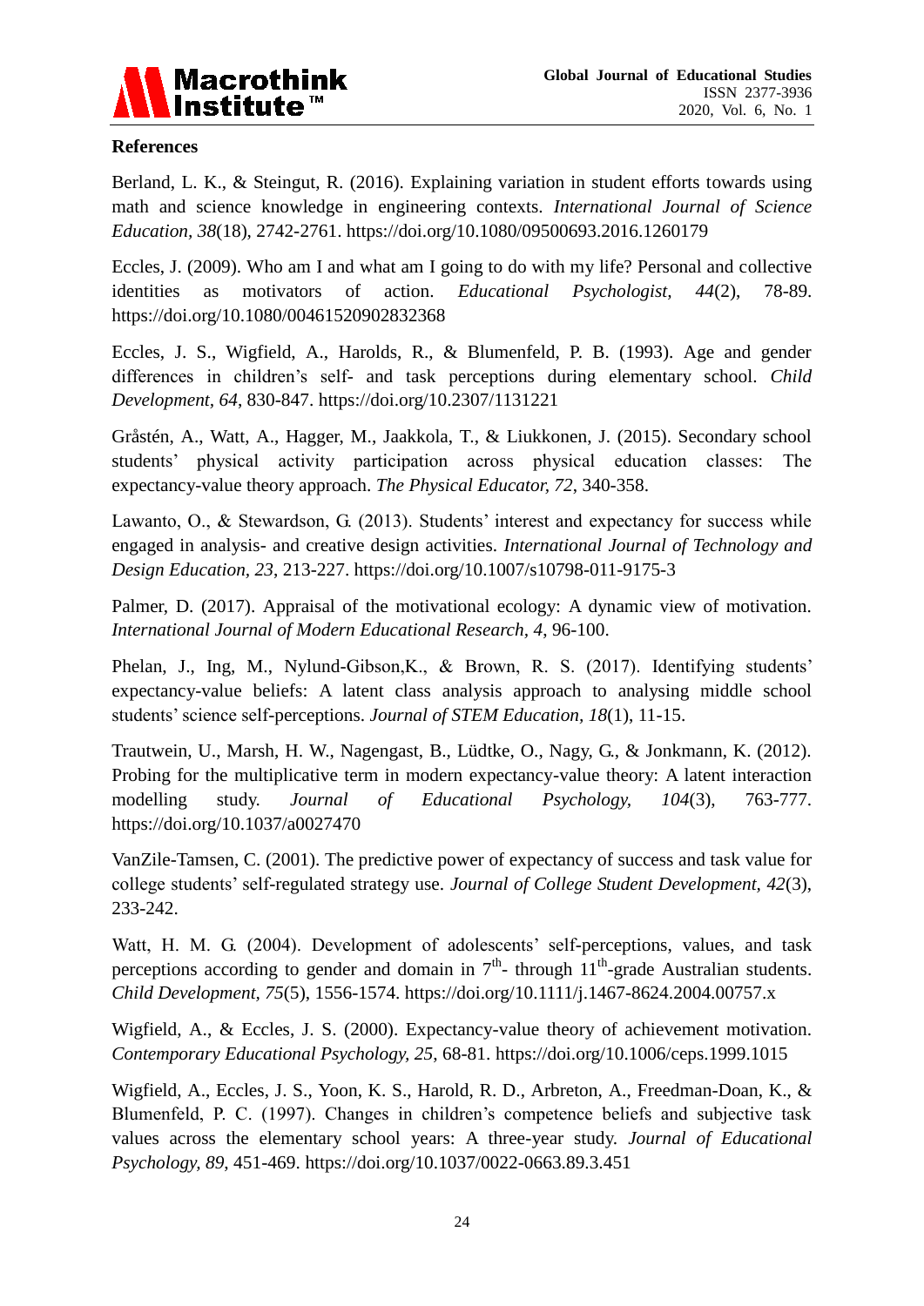## References

Berland, L. K., & Steingut, R. (2016). Explaining variation in student efforts towards using math and science knowledge in engineering contexts. *International Journal of Science Education, 38*(18), 2742-2761. https://doi.org/10.1080/09500693.2016.1260179

Eccles, J. (2009). Who am I and what am I going to do with my life? Personal and collective identities as motivators of action. *Educational Psychologist, 44*(2), 78-89. https://doi.org/10.1080/00461520902832368

Eccles, J. S., Wigfield, A., Harolds, R., & Blumenfeld, P. B. (1993). Age and gender differences in children's self- and task perceptions during elementary school. *Child Development, 64*, 830-847. https://doi.org/10.2307/1131221

Gråstén, A., Watt, A., Hagger, M., Jaakkola, T., & Liukkonen, J. (2015). Secondary school students' physical activity participation across physical education classes: The expectancy-value theory approach. *The Physical Educator, 72*, 340-358.

Lawanto, O., & Stewardson, G. (2013). Students' interest and expectancy for success while engaged in analysis- and creative design activities. *International Journal of Technology and Design Education, 23*, 213-227. https://doi.org/10.1007/s10798-011-9175-3

Palmer, D. (2017). Appraisal of the motivational ecology: A dynamic view of motivation. *International Journal of Modern Educational Research, 4*, 96-100.

Phelan, J., Ing, M., Nylund-Gibson,K., & Brown, R. S. (2017). Identifying students' expectancy-value beliefs: A latent class analysis approach to analysing middle school students' science self-perceptions. *Journal of STEM Education, 18*(1), 11-15.

Trautwein, U., Marsh, H. W., Nagengast, B., Lüdtke, O., Nagy, G., & Jonkmann, K. (2012). Probing for the multiplicative term in modern expectancy-value theory: A latent interaction modelling study. *Journal of Educational Psychology, 104*(3), 763-777. https://doi.org/10.1037/a0027470

VanZile-Tamsen, C. (2001). The predictive power of expectancy of success and task value for college students' self-regulated strategy use. *Journal of College Student Development, 42*(3), 233-242.

Watt, H. M. G. (2004). Development of adolescents' self-perceptions, values, and task perceptions according to gender and domain in 7th- through 11th-grade Australian students. *Child Development, 75*(5), 1556-1574. https://doi.org/10.1111/j.1467-8624.2004.00757.x

Wigfield, A., & Eccles, J. S. (2000). Expectancy-value theory of achievement motivation. *Contemporary Educational Psychology, 25*, 68-81. https://doi.org/10.1006/ceps.1999.1015

Wigfield, A., Eccles, J. S., Yoon, K. S., Harold, R. D., Arbreton, A., Freedman-Doan, K., & Blumenfeld, P. C. (1997). Changes in children's competence beliefs and subjective task values across the elementary school years: A three-year study. *Journal of Educational Psychology, 89*, 451-469. https://doi.org/10.1037/0022-0663.89.3.451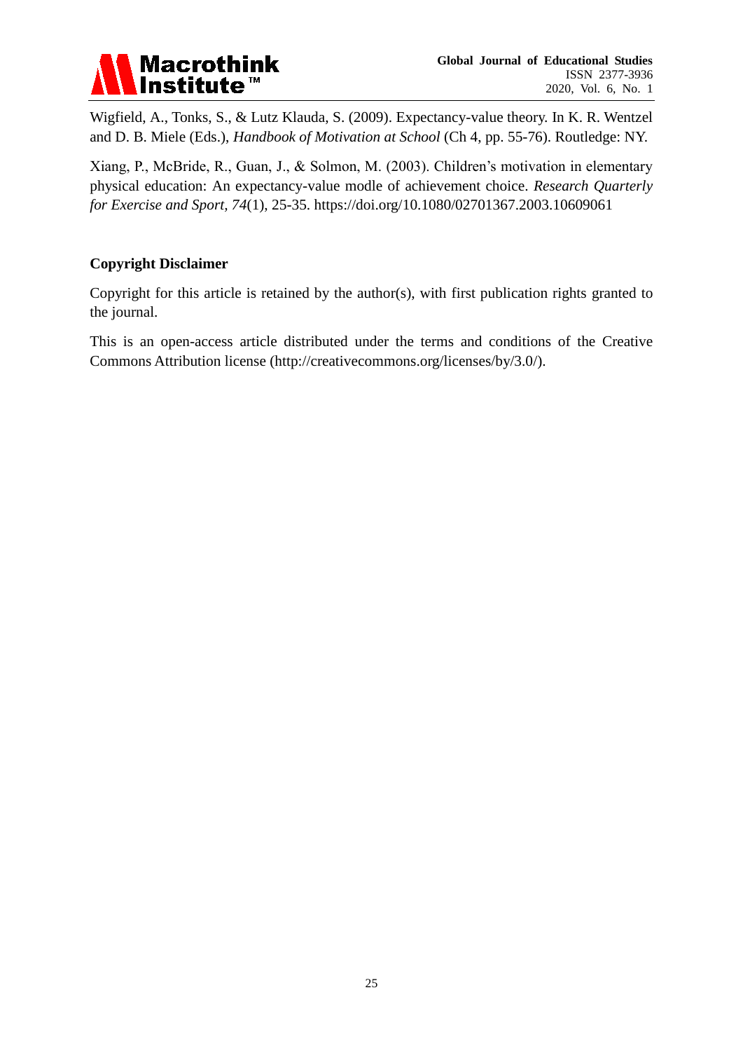Wigfield, A., Tonks, S., & Lutz Klauda, S. (2009). Expectancy-value theory. In K. R. Wentzel and D. B. Miele (Eds.), *Handbook of Motivation at School* (Ch 4, pp. 55-76). Routledge: NY.

Xiang, P., McBride, R., Guan, J., & Solmon, M. (2003). Children's motivation in elementary physical education: An expectancy-value modle of achievement choice. *Research Quarterly for Exercise and Sport, 74*(1), 25-35. https://doi.org/10.1080/02701367.2003.10609061

**Copyright Disclaimer**

Copyright for this article is retained by the author(s), with first publication rights granted to the journal.

This is an open-access article distributed under the terms and conditions of the Creative Commons Attribution license (http://creativecommons.org/licenses/by/3.0/).